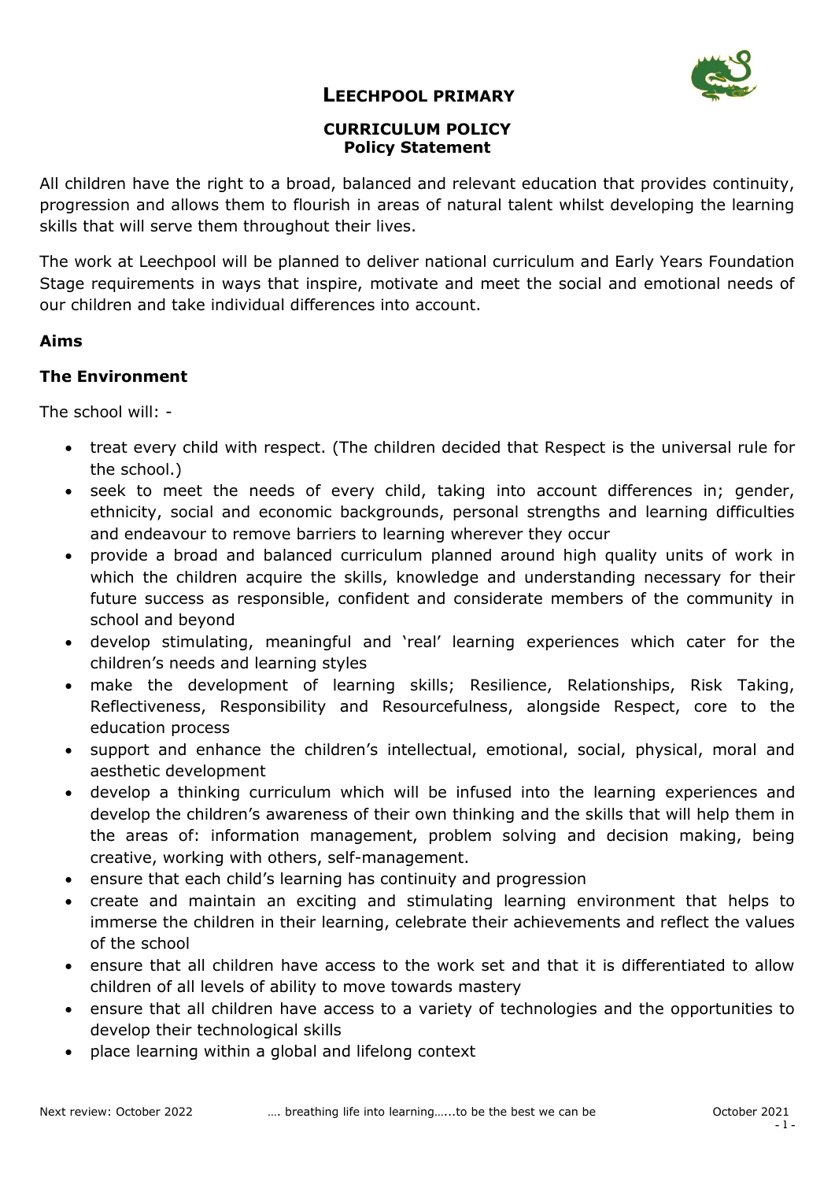# LEECHPOOL PRIMARY

## CURRICULUM POLICY
### Policy Statement

All children have the right to a broad, balanced and relevant education that provides continuity, progression and allows them to flourish in areas of natural talent whilst developing the learning skills that will serve them throughout their lives.

The work at Leechpool will be planned to deliver national curriculum and Early Years Foundation Stage requirements in ways that inspire, motivate and meet the social and emotional needs of our children and take individual differences into account.

### Aims

### The Environment

The school will: -

- treat every child with respect. (The children decided that Respect is the universal rule for the school.)
- seek to meet the needs of every child, taking into account differences in; gender, ethnicity, social and economic backgrounds, personal strengths and learning difficulties and endeavour to remove barriers to learning wherever they occur
- provide a broad and balanced curriculum planned around high quality units of work in which the children acquire the skills, knowledge and understanding necessary for their future success as responsible, confident and considerate members of the community in school and beyond
- develop stimulating, meaningful and 'real' learning experiences which cater for the children's needs and learning styles
- make the development of learning skills; Resilience, Relationships, Risk Taking, Reflectiveness, Responsibility and Resourcefulness, alongside Respect, core to the education process
- support and enhance the children's intellectual, emotional, social, physical, moral and aesthetic development
- develop a thinking curriculum which will be infused into the learning experiences and develop the children's awareness of their own thinking and the skills that will help them in the areas of: information management, problem solving and decision making, being creative, working with others, self-management.
- ensure that each child's learning has continuity and progression
- create and maintain an exciting and stimulating learning environment that helps to immerse the children in their learning, celebrate their achievements and reflect the values of the school
- ensure that all children have access to the work set and that it is differentiated to allow children of all levels of ability to move towards mastery
- ensure that all children have access to a variety of technologies and the opportunities to develop their technological skills
- place learning within a global and lifelong context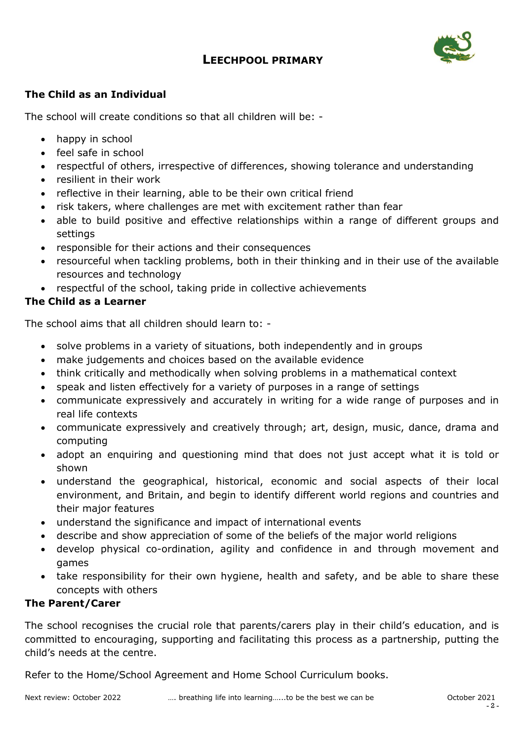# LEECHPOOL PRIMARY

## The Child as an Individual

The school will create conditions so that all children will be: -

- happy in school
- feel safe in school
- respectful of others, irrespective of differences, showing tolerance and understanding
- resilient in their work
- reflective in their learning, able to be their own critical friend
- risk takers, where challenges are met with excitement rather than fear
- able to build positive and effective relationships within a range of different groups and settings
- responsible for their actions and their consequences
- resourceful when tackling problems, both in their thinking and in their use of the available resources and technology
- respectful of the school, taking pride in collective achievements

## The Child as a Learner

The school aims that all children should learn to: -

- solve problems in a variety of situations, both independently and in groups
- make judgements and choices based on the available evidence
- think critically and methodically when solving problems in a mathematical context
- speak and listen effectively for a variety of purposes in a range of settings
- communicate expressively and accurately in writing for a wide range of purposes and in real life contexts
- communicate expressively and creatively through; art, design, music, dance, drama and computing
- adopt an enquiring and questioning mind that does not just accept what it is told or shown
- understand the geographical, historical, economic and social aspects of their local environment, and Britain, and begin to identify different world regions and countries and their major features
- understand the significance and impact of international events
- describe and show appreciation of some of the beliefs of the major world religions
- develop physical co-ordination, agility and confidence in and through movement and games
- take responsibility for their own hygiene, health and safety, and be able to share these concepts with others

## The Parent/Carer

The school recognises the crucial role that parents/carers play in their child's education, and is committed to encouraging, supporting and facilitating this process as a partnership, putting the child's needs at the centre.

Refer to the Home/School Agreement and Home School Curriculum books.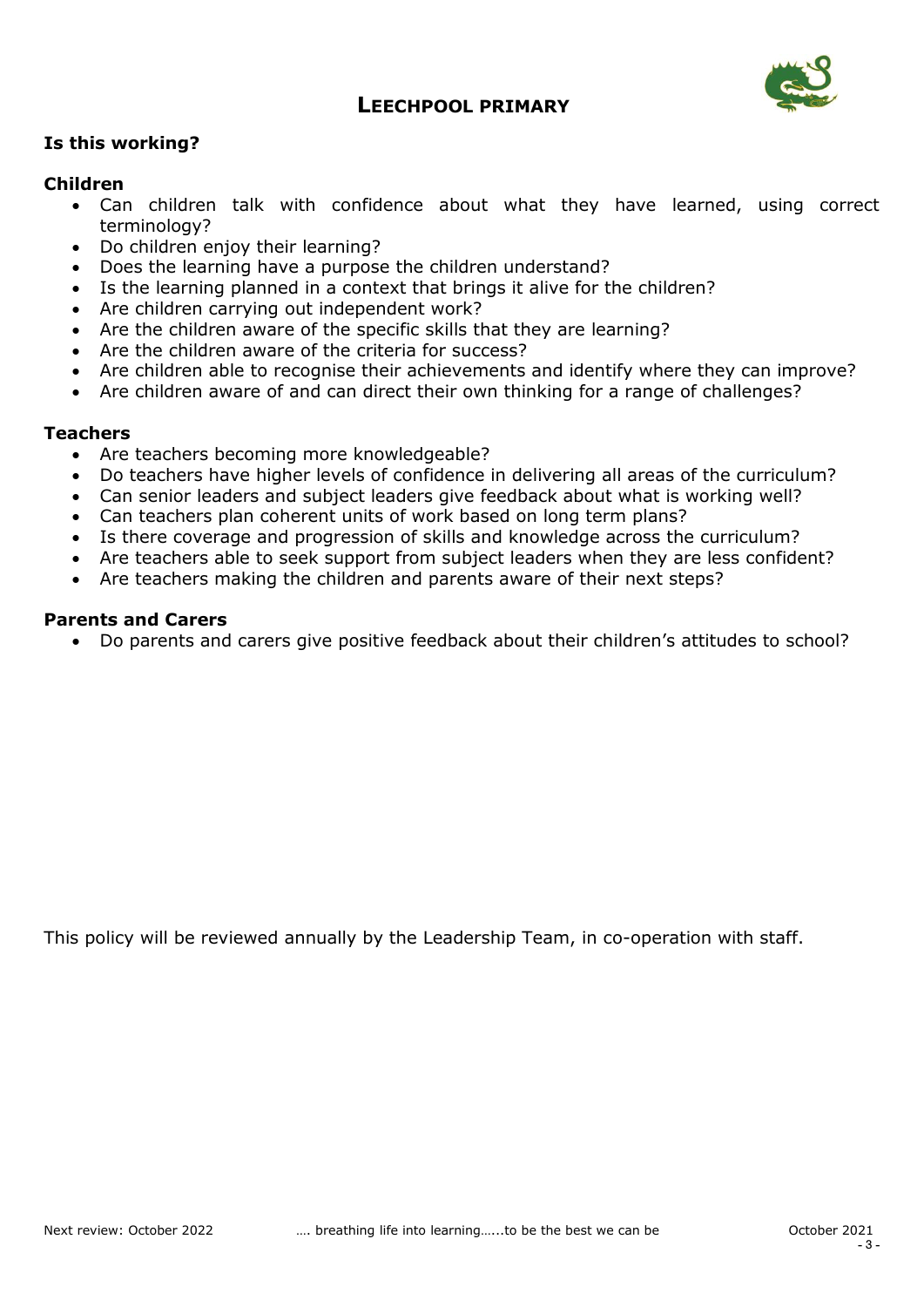## Is this working?

### Children

- Can children talk with confidence about what they have learned, using correct terminology?
- Do children enjoy their learning?
- Does the learning have a purpose the children understand?
- Is the learning planned in a context that brings it alive for the children?
- Are children carrying out independent work?
- Are the children aware of the specific skills that they are learning?
- Are the children aware of the criteria for success?
- Are children able to recognise their achievements and identify where they can improve?
- Are children aware of and can direct their own thinking for a range of challenges?

### Teachers

- Are teachers becoming more knowledgeable?
- Do teachers have higher levels of confidence in delivering all areas of the curriculum?
- Can senior leaders and subject leaders give feedback about what is working well?
- Can teachers plan coherent units of work based on long term plans?
- Is there coverage and progression of skills and knowledge across the curriculum?
- Are teachers able to seek support from subject leaders when they are less confident?
- Are teachers making the children and parents aware of their next steps?

### Parents and Carers

- Do parents and carers give positive feedback about their children's attitudes to school?

This policy will be reviewed annually by the Leadership Team, in co-operation with staff.